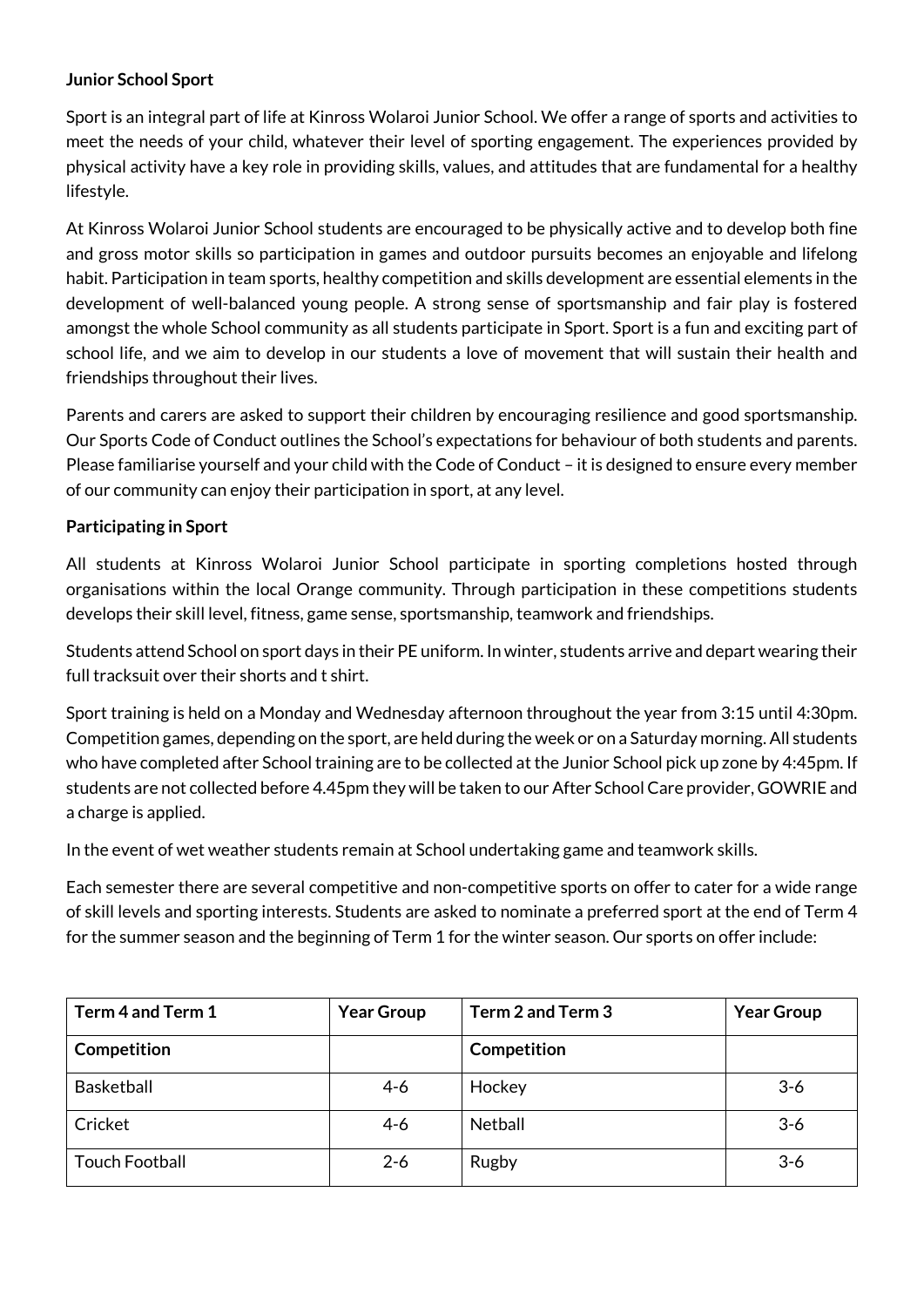**Junior School Sport**

Sport is an integral part of life at Kinross Wolaroi Junior School. We offer a range of sports and activities to meet the needs of your child, whatever their level of sporting engagement. The experiences provided by physical activity have a key role in providing skills, values, and attitudes that are fundamental for a healthy lifestyle.

At Kinross Wolaroi Junior School students are encouraged to be physically active and to develop both fine and gross motor skills so participation in games and outdoor pursuits becomes an enjoyable and lifelong habit. Participation in team sports, healthy competition and skills development are essential elements in the development of well-balanced young people. A strong sense of sportsmanship and fair play is fostered amongst the whole School community as all students participate in Sport. Sport is a fun and exciting part of school life, and we aim to develop in our students a love of movement that will sustain their health and friendships throughout their lives.

Parents and carers are asked to support their children by encouraging resilience and good sportsmanship. Our Sports Code of Conduct outlines the School's expectations for behaviour of both students and parents. Please familiarise yourself and your child with the Code of Conduct – it is designed to ensure every member of our community can enjoy their participation in sport, at any level.

**Participating in Sport**

All students at Kinross Wolaroi Junior School participate in sporting completions hosted through organisations within the local Orange community. Through participation in these competitions students develops their skill level, fitness, game sense, sportsmanship, teamwork and friendships.

Students attend School on sport days in their PE uniform. In winter, students arrive and depart wearing their full tracksuit over their shorts and t shirt.

Sport training is held on a Monday and Wednesday afternoon throughout the year from 3:15 until 4:30pm. Competition games, depending on the sport, are held during the week or on a Saturday morning. All students who have completed after School training are to be collected at the Junior School pick up zone by 4:45pm. If students are not collected before 4.45pm they will be taken to our After School Care provider, GOWRIE and a charge is applied.

In the event of wet weather students remain at School undertaking game and teamwork skills.

Each semester there are several competitive and non-competitive sports on offer to cater for a wide range of skill levels and sporting interests. Students are asked to nominate a preferred sport at the end of Term 4 for the summer season and the beginning of Term 1 for the winter season. Our sports on offer include:

| Term 4 and Term 1 | Year Group | Term 2 and Term 3 | Year Group |
|---|---|---|---|
| **Competition** | | **Competition** | |
| Basketball | 4-6 | Hockey | 3-6 |
| Cricket | 4-6 | Netball | 3-6 |
| Touch Football | 2-6 | Rugby | 3-6 |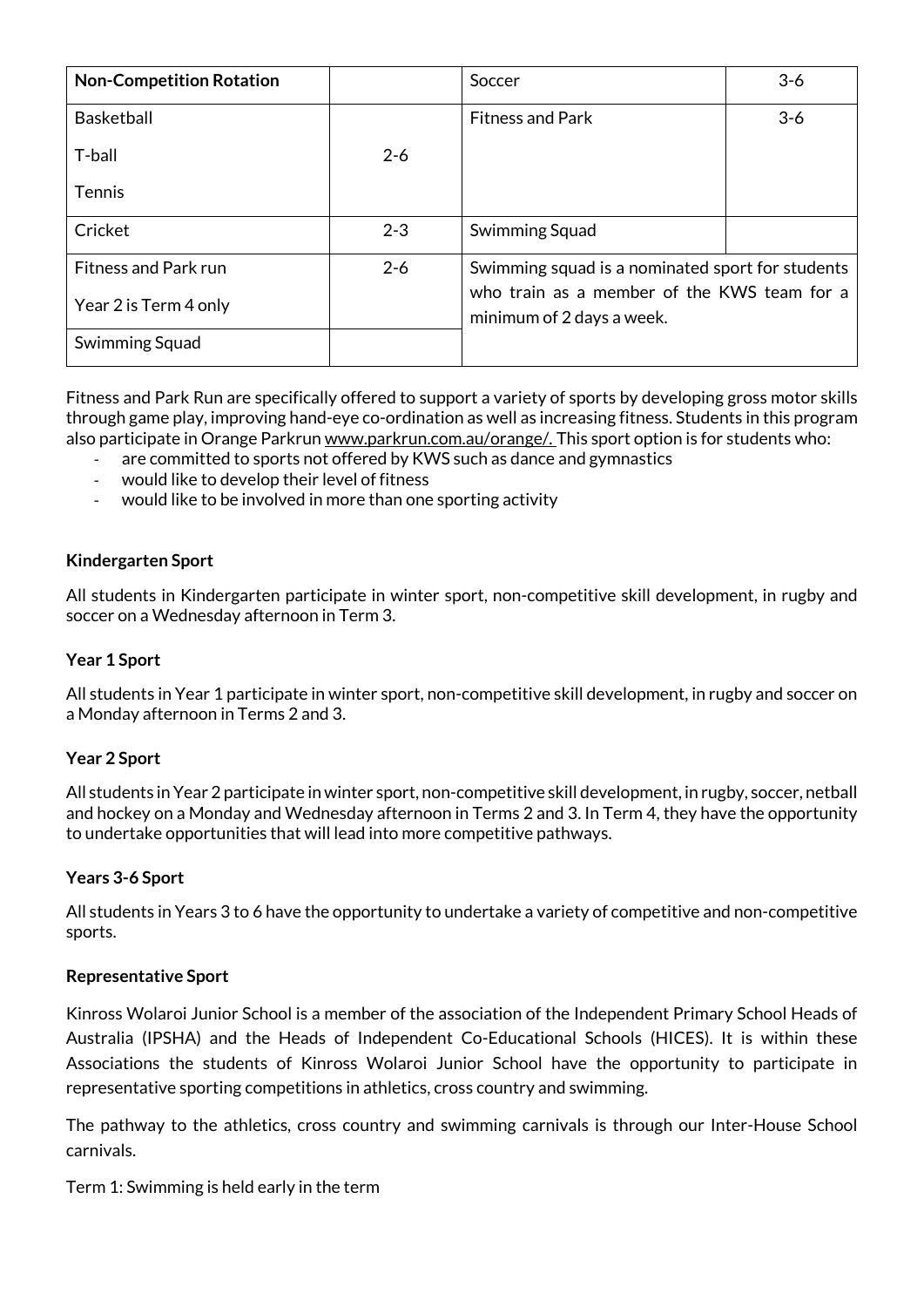| Non-Competition Rotation | | Soccer | 3-6 |
|---|---|---|---|
| Basketball<br>T-ball<br>Tennis | 2-6 | Fitness and Park | 3-6 |
| Cricket | 2-3 | Swimming Squad | |
| Fitness and Park run<br>Year 2 is Term 4 only | 2-6 | Swimming squad is a nominated sport for students who train as a member of the KWS team for a minimum of 2 days a week. | |
| Swimming Squad | | | |

Fitness and Park Run are specifically offered to support a variety of sports by developing gross motor skills through game play, improving hand-eye co-ordination as well as increasing fitness. Students in this program also participate in Orange Parkrun www.parkrun.com.au/orange/. This sport option is for students who:

- are committed to sports not offered by KWS such as dance and gymnastics
- would like to develop their level of fitness
- would like to be involved in more than one sporting activity

**Kindergarten Sport**

All students in Kindergarten participate in winter sport, non-competitive skill development, in rugby and soccer on a Wednesday afternoon in Term 3.

**Year 1 Sport**

All students in Year 1 participate in winter sport, non-competitive skill development, in rugby and soccer on a Monday afternoon in Terms 2 and 3.

**Year 2 Sport**

All students in Year 2 participate in winter sport, non-competitive skill development, in rugby, soccer, netball and hockey on a Monday and Wednesday afternoon in Terms 2 and 3. In Term 4, they have the opportunity to undertake opportunities that will lead into more competitive pathways.

**Years 3-6 Sport**

All students in Years 3 to 6 have the opportunity to undertake a variety of competitive and non-competitive sports.

**Representative Sport**

Kinross Wolaroi Junior School is a member of the association of the Independent Primary School Heads of Australia (IPSHA) and the Heads of Independent Co-Educational Schools (HICES). It is within these Associations the students of Kinross Wolaroi Junior School have the opportunity to participate in representative sporting competitions in athletics, cross country and swimming.

The pathway to the athletics, cross country and swimming carnivals is through our Inter-House School carnivals.

Term 1: Swimming is held early in the term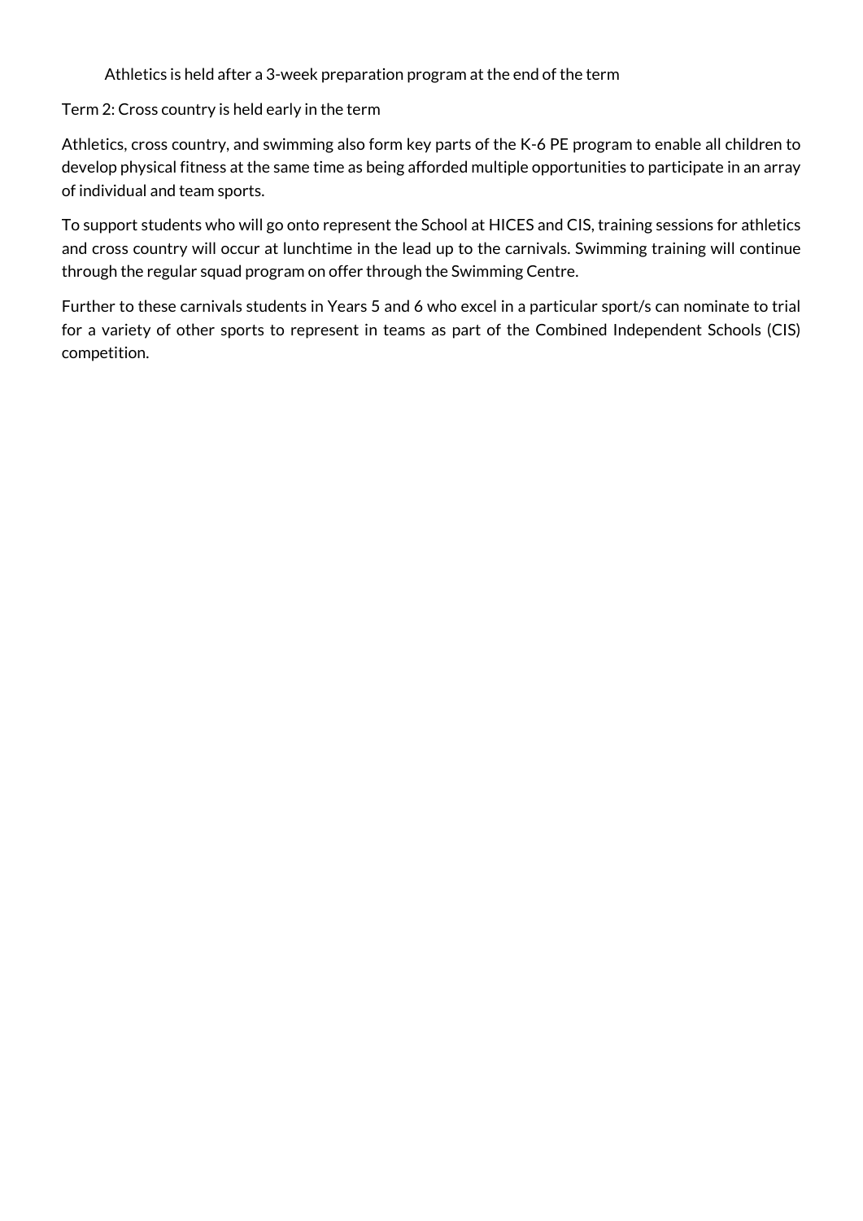Athletics is held after a 3-week preparation program at the end of the term

Term 2: Cross country is held early in the term

Athletics, cross country, and swimming also form key parts of the K-6 PE program to enable all children to develop physical fitness at the same time as being afforded multiple opportunities to participate in an array of individual and team sports.

To support students who will go onto represent the School at HICES and CIS, training sessions for athletics and cross country will occur at lunchtime in the lead up to the carnivals. Swimming training will continue through the regular squad program on offer through the Swimming Centre.

Further to these carnivals students in Years 5 and 6 who excel in a particular sport/s can nominate to trial for a variety of other sports to represent in teams as part of the Combined Independent Schools (CIS) competition.